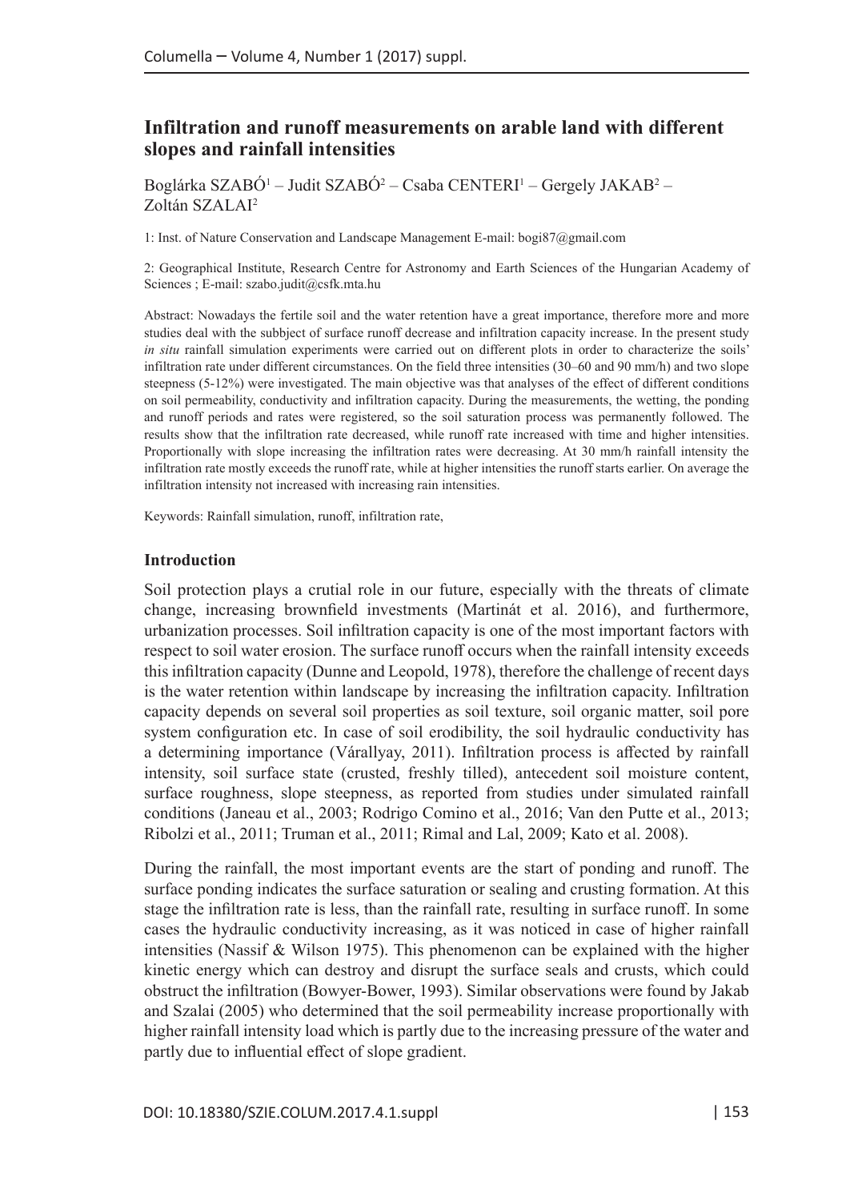# Infiltration and runoff measurements on arable land with different slopes and rainfall intensities

Boglárka SZABÓ[1] – Judit SZABÓ[2] – Csaba CENTERI[1] – Gergely JAKAB[2] – Zoltán SZALAI[2]

1: Inst. of Nature Conservation and Landscape Management E-mail: bogi87@gmail.com

2: Geographical Institute, Research Centre for Astronomy and Earth Sciences of the Hungarian Academy of Sciences ; E-mail: szabo.judit@csfk.mta.hu

Abstract: Nowadays the fertile soil and the water retention have a great importance, therefore more and more studies deal with the subbject of surface runoff decrease and infiltration capacity increase. In the present study *in situ* rainfall simulation experiments were carried out on different plots in order to characterize the soils' infiltration rate under different circumstances. On the field three intensities (30–60 and 90 mm/h) and two slope steepness (5-12%) were investigated. The main objective was that analyses of the effect of different conditions on soil permeability, conductivity and infiltration capacity. During the measurements, the wetting, the ponding and runoff periods and rates were registered, so the soil saturation process was permanently followed. The results show that the infiltration rate decreased, while runoff rate increased with time and higher intensities. Proportionally with slope increasing the infiltration rates were decreasing. At 30 mm/h rainfall intensity the infiltration rate mostly exceeds the runoff rate, while at higher intensities the runoff starts earlier. On average the infiltration intensity not increased with increasing rain intensities.

Keywords: Rainfall simulation, runoff, infiltration rate,

## Introduction

Soil protection plays a crutial role in our future, especially with the threats of climate change, increasing brownfield investments (Martinát et al. 2016), and furthermore, urbanization processes. Soil infiltration capacity is one of the most important factors with respect to soil water erosion. The surface runoff occurs when the rainfall intensity exceeds this infiltration capacity (Dunne and Leopold, 1978), therefore the challenge of recent days is the water retention within landscape by increasing the infiltration capacity. Infiltration capacity depends on several soil properties as soil texture, soil organic matter, soil pore system configuration etc. In case of soil erodibility, the soil hydraulic conductivity has a determining importance (Várallyay, 2011). Infiltration process is affected by rainfall intensity, soil surface state (crusted, freshly tilled), antecedent soil moisture content, surface roughness, slope steepness, as reported from studies under simulated rainfall conditions (Janeau et al., 2003; Rodrigo Comino et al., 2016; Van den Putte et al., 2013; Ribolzi et al., 2011; Truman et al., 2011; Rimal and Lal, 2009; Kato et al. 2008).

During the rainfall, the most important events are the start of ponding and runoff. The surface ponding indicates the surface saturation or sealing and crusting formation. At this stage the infiltration rate is less, than the rainfall rate, resulting in surface runoff. In some cases the hydraulic conductivity increasing, as it was noticed in case of higher rainfall intensities (Nassif & Wilson 1975). This phenomenon can be explained with the higher kinetic energy which can destroy and disrupt the surface seals and crusts, which could obstruct the infiltration (Bowyer-Bower, 1993). Similar observations were found by Jakab and Szalai (2005) who determined that the soil permeability increase proportionally with higher rainfall intensity load which is partly due to the increasing pressure of the water and partly due to influential effect of slope gradient.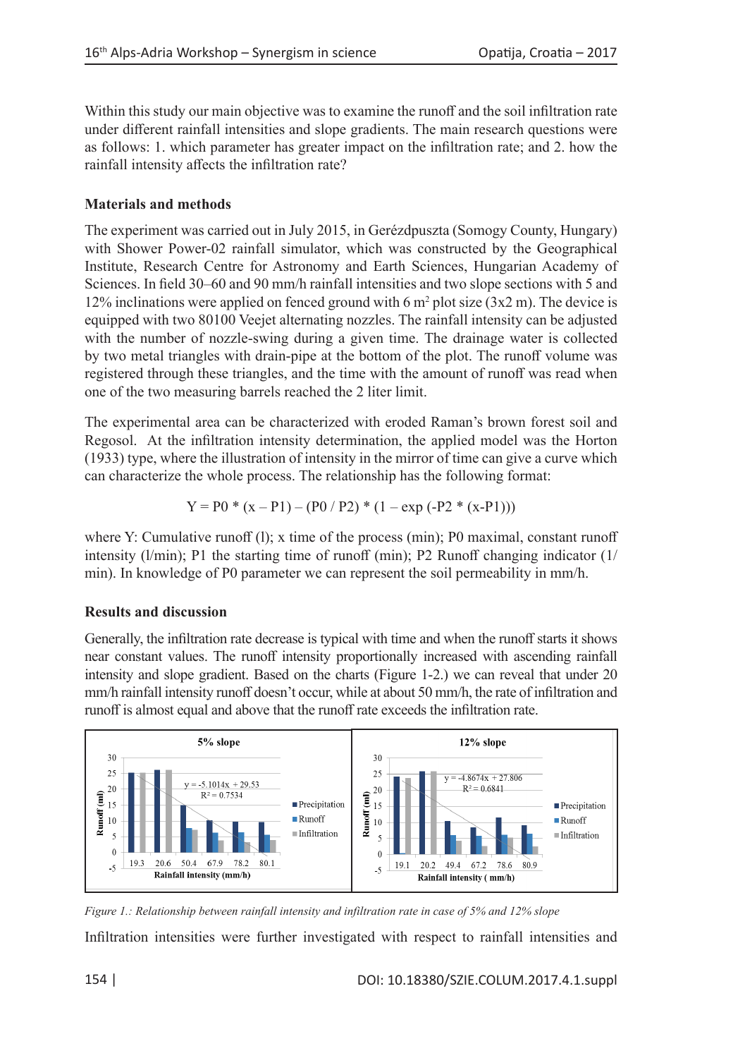Within this study our main objective was to examine the runoff and the soil infiltration rate under different rainfall intensities and slope gradients. The main research questions were as follows: 1. which parameter has greater impact on the infiltration rate; and 2. how the rainfall intensity affects the infiltration rate?

## Materials and methods

The experiment was carried out in July 2015, in Gerézdpuszta (Somogy County, Hungary) with Shower Power-02 rainfall simulator, which was constructed by the Geographical Institute, Research Centre for Astronomy and Earth Sciences, Hungarian Academy of Sciences. In field 30–60 and 90 mm/h rainfall intensities and two slope sections with 5 and 12% inclinations were applied on fenced ground with 6 m$^2$ plot size (3x2 m). The device is equipped with two 80100 Veejet alternating nozzles. The rainfall intensity can be adjusted with the number of nozzle-swing during a given time. The drainage water is collected by two metal triangles with drain-pipe at the bottom of the plot. The runoff volume was registered through these triangles, and the time with the amount of runoff was read when one of the two measuring barrels reached the 2 liter limit.

The experimental area can be characterized with eroded Raman's brown forest soil and Regosol. At the infiltration intensity determination, the applied model was the Horton (1933) type, where the illustration of intensity in the mirror of time can give a curve which can characterize the whole process. The relationship has the following format:

$$Y = P0 * (x - P1) - (P0 / P2) * (1 - \exp(-P2 * (x - P1)))$$

where Y: Cumulative runoff (l); x time of the process (min); P0 maximal, constant runoff intensity (l/min); P1 the starting time of runoff (min); P2 Runoff changing indicator (1/min). In knowledge of P0 parameter we can represent the soil permeability in mm/h.

## Results and discussion

Generally, the infiltration rate decrease is typical with time and when the runoff starts it shows near constant values. The runoff intensity proportionally increased with ascending rainfall intensity and slope gradient. Based on the charts (Figure 1-2.) we can reveal that under 20 mm/h rainfall intensity runoff doesn't occur, while at about 50 mm/h, the rate of infiltration and runoff is almost equal and above that the runoff rate exceeds the infiltration rate.

*Figure 1.: Relationship between rainfall intensity and infiltration rate in case of 5% and 12% slope*

Infiltration intensities were further investigated with respect to rainfall intensities and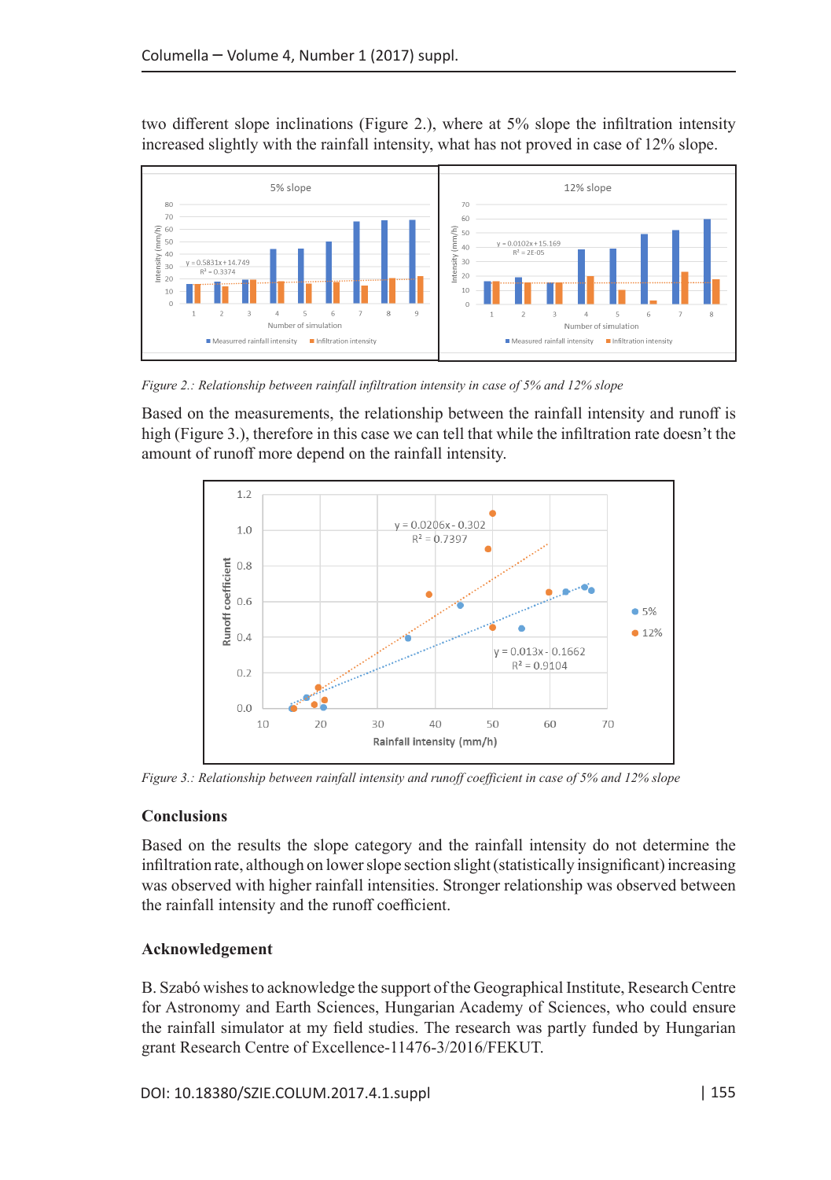two different slope inclinations (Figure 2.), where at 5% slope the infiltration intensity increased slightly with the rainfall intensity, what has not proved in case of 12% slope.

*Figure 2.: Relationship between rainfall infiltration intensity in case of 5% and 12% slope*

Based on the measurements, the relationship between the rainfall intensity and runoff is high (Figure 3.), therefore in this case we can tell that while the infiltration rate doesn't the amount of runoff more depend on the rainfall intensity.

*Figure 3.: Relationship between rainfall intensity and runoff coefficient in case of 5% and 12% slope*

## Conclusions

Based on the results the slope category and the rainfall intensity do not determine the infiltration rate, although on lower slope section slight (statistically insignificant) increasing was observed with higher rainfall intensities. Stronger relationship was observed between the rainfall intensity and the runoff coefficient.

## Acknowledgement

B. Szabó wishes to acknowledge the support of the Geographical Institute, Research Centre for Astronomy and Earth Sciences, Hungarian Academy of Sciences, who could ensure the rainfall simulator at my field studies. The research was partly funded by Hungarian grant Research Centre of Excellence-11476-3/2016/FEKUT.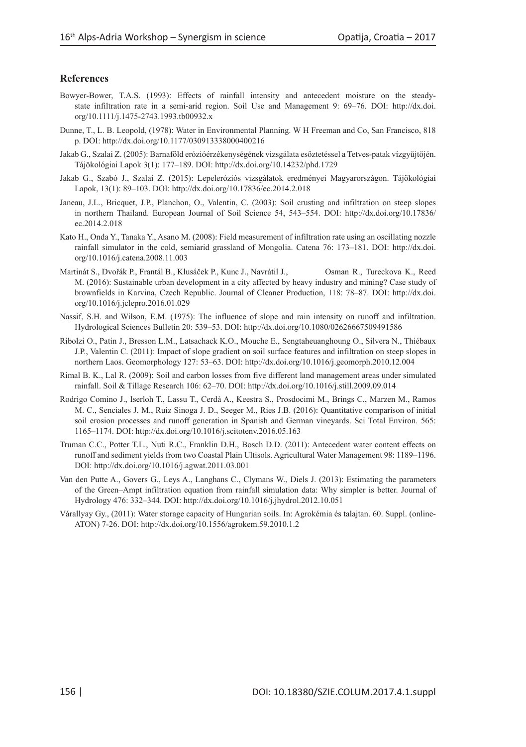## References

Bowyer-Bower, T.A.S. (1993): Effects of rainfall intensity and antecedent moisture on the steady-state infiltration rate in a semi-arid region. Soil Use and Management 9: 69–76. DOI: http://dx.doi.org/10.1111/j.1475-2743.1993.tb00932.x

Dunne, T., L. B. Leopold, (1978): Water in Environmental Planning. W H Freeman and Co, San Francisco, 818 p. DOI: http://dx.doi.org/10.1177/030913338000400216

Jakab G., Szalai Z. (2005): Barnaföld erózióérzékenységének vizsgálata esőztetéssel a Tetves-patak vízgyűjtőjén. Tájökológiai Lapok 3(1): 177–189. DOI: http://dx.doi.org/10.14232/phd.1729

Jakab G., Szabó J., Szalai Z. (2015): Lepeleróziós vizsgálatok eredményei Magyarországon. Tájökológiai Lapok, 13(1): 89–103. DOI: http://dx.doi.org/10.17836/ec.2014.2.018

Janeau, J.L., Bricquet, J.P., Planchon, O., Valentin, C. (2003): Soil crusting and infiltration on steep slopes in northern Thailand. European Journal of Soil Science 54, 543–554. DOI: http://dx.doi.org/10.17836/ec.2014.2.018

Kato H., Onda Y., Tanaka Y., Asano M. (2008): Field measurement of infiltration rate using an oscillating nozzle rainfall simulator in the cold, semiarid grassland of Mongolia. Catena 76: 173–181. DOI: http://dx.doi.org/10.1016/j.catena.2008.11.003

Martinát S., Dvořák P., Frantál B., Klusáček P., Kunc J., Navrátil J., Osman R., Tureckova K., Reed M. (2016): Sustainable urban development in a city affected by heavy industry and mining? Case study of brownfields in Karvina, Czech Republic. Journal of Cleaner Production, 118: 78–87. DOI: http://dx.doi.org/10.1016/j.jclepro.2016.01.029

Nassif, S.H. and Wilson, E.M. (1975): The influence of slope and rain intensity on runoff and infiltration. Hydrological Sciences Bulletin 20: 539–53. DOI: http://dx.doi.org/10.1080/02626667509491586

Ribolzi O., Patin J., Bresson L.M., Latsachack K.O., Mouche E., Sengtaheuanghoung O., Silvera N., Thiébaux J.P., Valentin C. (2011): Impact of slope gradient on soil surface features and infiltration on steep slopes in northern Laos. Geomorphology 127: 53–63. DOI: http://dx.doi.org/10.1016/j.geomorph.2010.12.004

Rimal B. K., Lal R. (2009): Soil and carbon losses from five different land management areas under simulated rainfall. Soil & Tillage Research 106: 62–70. DOI: http://dx.doi.org/10.1016/j.still.2009.09.014

Rodrigo Comino J., Iserloh T., Lassu T., Cerdà A., Keestra S., Prosdocimi M., Brings C., Marzen M., Ramos M. C., Senciales J. M., Ruiz Sinoga J. D., Seeger M., Ries J.B. (2016): Quantitative comparison of initial soil erosion processes and runoff generation in Spanish and German vineyards. Sci Total Environ. 565: 1165–1174. DOI: http://dx.doi.org/10.1016/j.scitotenv.2016.05.163

Truman C.C., Potter T.L., Nuti R.C., Franklin D.H., Bosch D.D. (2011): Antecedent water content effects on runoff and sediment yields from two Coastal Plain Ultisols. Agricultural Water Management 98: 1189–1196. DOI: http://dx.doi.org/10.1016/j.agwat.2011.03.001

Van den Putte A., Govers G., Leys A., Langhans C., Clymans W., Diels J. (2013): Estimating the parameters of the Green–Ampt infiltration equation from rainfall simulation data: Why simpler is better. Journal of Hydrology 476: 332–344. DOI: http://dx.doi.org/10.1016/j.jhydrol.2012.10.051

Várallyay Gy., (2011): Water storage capacity of Hungarian soils. In: Agrokémia és talajtan. 60. Suppl. (online-ATON) 7-26. DOI: http://dx.doi.org/10.1556/agrokem.59.2010.1.2